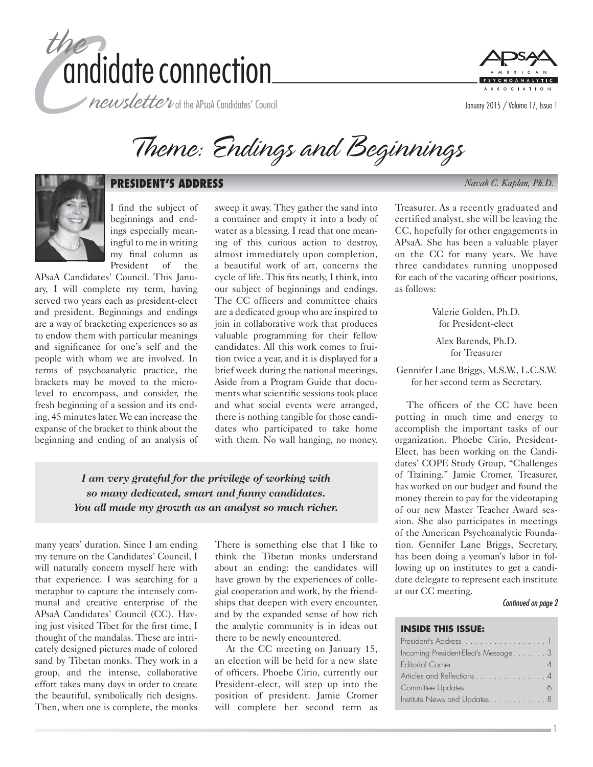# the candidate connection

*newsletter of the APsaA Candidates' Council*

January 2015 / Volume 17, Issue 1

# Theme: Endings and Beginnings

## PRESIDENT'S ADDRESS

*Navah C. Kaplan, Ph.D.*

I find the subject of beginnings and endings especially meaningful to me in writing my final column as President of the APsaA Candidates' Council. This January, I will complete my term, having served two years each as president-elect and president. Beginnings and endings are a way of bracketing experiences so as to endow them with particular meanings and significance for one's self and the people with whom we are involved. In terms of psychoanalytic practice, the brackets may be moved to the micro-level to encompass, and consider, the fresh beginning of a session and its ending, 45 minutes later. We can increase the expanse of the bracket to think about the beginning and ending of an analysis of many years' duration. Since I am ending my tenure on the Candidates' Council, I will naturally concern myself here with that experience. I was searching for a metaphor to capture the intensely communal and creative enterprise of the APsaA Candidates' Council (CC). Having just visited Tibet for the first time, I thought of the mandalas. These are intricately designed pictures made of colored sand by Tibetan monks. They work in a group, and the intense, collaborative effort takes many days in order to create the beautiful, symbolically rich designs. Then, when one is complete, the monks sweep it away. They gather the sand into a container and empty it into a body of water as a blessing. I read that one meaning of this curious action to destroy, almost immediately upon completion, a beautiful work of art, concerns the cycle of life. This fits neatly, I think, into our subject of beginnings and endings. The CC officers and committee chairs are a dedicated group who are inspired to join in collaborative work that produces valuable programming for their fellow candidates. All this work comes to fruition twice a year, and it is displayed for a brief week during the national meetings. Aside from a Program Guide that documents what scientific sessions took place and what social events were arranged, there is nothing tangible for those candidates who participated to take home with them. No wall hanging, no money. There is something else that I like to think the Tibetan monks understand about an ending: the candidates will have grown by the experiences of collegial cooperation and work, by the friendships that deepen with every encounter, and by the expanded sense of how rich the analytic community is in ideas out there to be newly encountered.

> ***I am very grateful for the privilege of working with so many dedicated, smart and funny candidates. You all made my growth as an analyst so much richer.***

At the CC meeting on January 15, an election will be held for a new slate of officers. Phoebe Cirio, currently our President-elect, will step up into the position of president. Jamie Cromer will complete her second term as Treasurer. As a recently graduated and certified analyst, she will be leaving the CC, hopefully for other engagements in APsaA. She has been a valuable player on the CC for many years. We have three candidates running unopposed for each of the vacating officer positions, as follows:

Valerie Golden, Ph.D.
for President-elect

Alex Barends, Ph.D.
for Treasurer

Gennifer Lane Briggs, M.S.W., L.C.S.W.
for her second term as Secretary.

The officers of the CC have been putting in much time and energy to accomplish the important tasks of our organization. Phoebe Cirio, President-Elect, has been working on the Candidates' COPE Study Group, "Challenges of Training." Jamie Cromer, Treasurer, has worked on our budget and found the money therein to pay for the videotaping of our new Master Teacher Award session. She also participates in meetings of the American Psychoanalytic Foundation. Gennifer Lane Briggs, Secretary, has been doing a yeoman's labor in following up on institutes to get a candidate delegate to represent each institute at our CC meeting.

*Continued on page 2*

### INSIDE THIS ISSUE:

- President's Address . . . . . . . . . . . . . . . . 1
- Incoming President-Elect's Message . . . . . . . 3
- Editorial Corner. . . . . . . . . . . . . . . . . . . . 4
- Articles and Reflections . . . . . . . . . . . . . . . 4
- Committee Updates . . . . . . . . . . . . . . . . . 6
- Institute News and Updates. . . . . . . . . . . . 8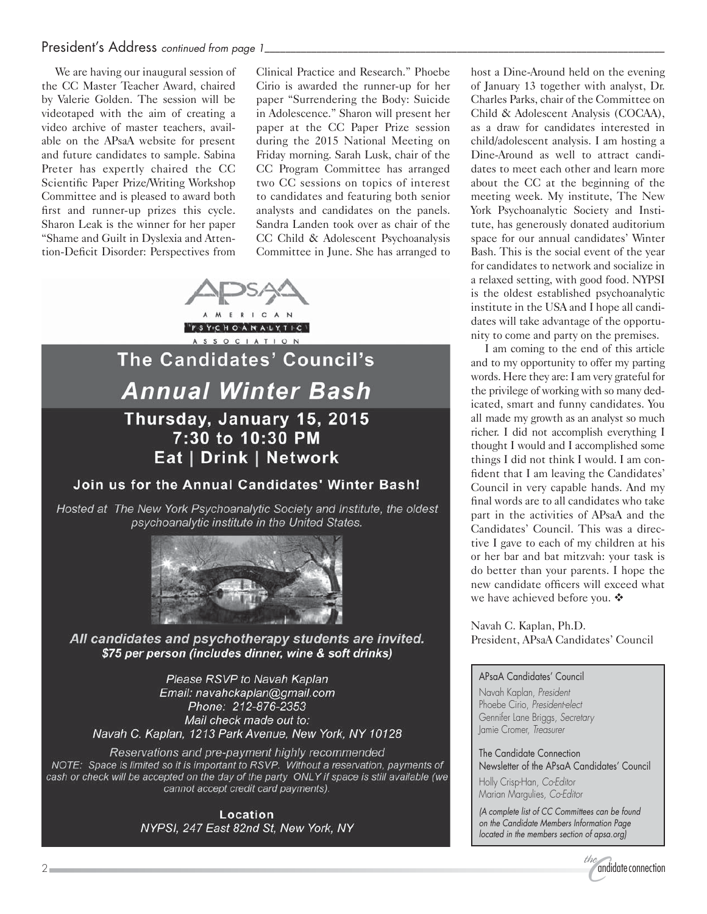## President's Address *continued from page 1*

We are having our inaugural session of the CC Master Teacher Award, chaired by Valerie Golden. The session will be videotaped with the aim of creating a video archive of master teachers, available on the APsaA website for present and future candidates to sample. Sabina Preter has expertly chaired the CC Scientific Paper Prize/Writing Workshop Committee and is pleased to award both first and runner-up prizes this cycle. Sharon Leak is the winner for her paper "Shame and Guilt in Dyslexia and Attention-Deficit Disorder: Perspectives from Clinical Practice and Research." Phoebe Cirio is awarded the runner-up for her paper "Surrendering the Body: Suicide in Adolescence." Sharon will present her paper at the CC Paper Prize session during the 2015 National Meeting on Friday morning. Sarah Lusk, chair of the CC Program Committee has arranged two CC sessions on topics of interest to candidates and featuring both senior analysts and candidates on the panels. Sandra Landen took over as chair of the CC Child & Adolescent Psychoanalysis Committee in June. She has arranged to host a Dine-Around held on the evening of January 13 together with analyst, Dr. Charles Parks, chair of the Committee on Child & Adolescent Analysis (COCAA), as a draw for candidates interested in child/adolescent analysis. I am hosting a Dine-Around as well to attract candidates to meet each other and learn more about the CC at the beginning of the meeting week. My institute, The New York Psychoanalytic Society and Institute, has generously donated auditorium space for our annual candidates' Winter Bash. This is the social event of the year for candidates to network and socialize in a relaxed setting, with good food. NYPSI is the oldest established psychoanalytic institute in the USA and I hope all candidates will take advantage of the opportunity to come and party on the premises.

I am coming to the end of this article and to my opportunity to offer my parting words. Here they are: I am very grateful for the privilege of working with so many dedicated, smart and funny candidates. You all made my growth as an analyst so much richer. I did not accomplish everything I thought I would and I accomplished some things I did not think I would. I am confident that I am leaving the Candidates' Council in very capable hands. And my final words are to all candidates who take part in the activities of APsaA and the Candidates' Council. This was a directive I gave to each of my children at his or her bar and bat mitzvah: your task is do better than your parents. I hope the new candidate officers will exceed what we have achieved before you. ❖

Navah C. Kaplan, Ph.D.
President, APsaA Candidates' Council

---

APsaA
AMERICAN PSYCHOANALYTIC ASSOCIATION

# The Candidates' Council's *Annual Winter Bash*

**Thursday, January 15, 2015**
**7:30 to 10:30 PM**
**Eat | Drink | Network**

**Join us for the Annual Candidates' Winter Bash!**

*Hosted at The New York Psychoanalytic Society and Institute, the oldest psychoanalytic institute in the United States.*

***All candidates and psychotherapy students are invited.***
***$75 per person (includes dinner, wine & soft drinks)***

*Please RSVP to Navah Kaplan*
*Email: navahckaplan@gmail.com*
*Phone: 212-876-2353*
*Mail check made out to:*
*Navah C. Kaplan, 1213 Park Avenue, New York, NY 10128*

*Reservations and pre-payment highly recommended*
*NOTE: Space is limited so it is important to RSVP. Without a reservation, payments of cash or check will be accepted on the day of the party ONLY if space is still available (we cannot accept credit card payments).*

**Location**
*NYPSI, 247 East 82nd St, New York, NY*

---

APsaA Candidates' Council
Navah Kaplan, *President*
Phoebe Cirio, *President-elect*
Gennifer Lane Briggs, *Secretary*
Jamie Cromer, *Treasurer*

The Candidate Connection
Newsletter of the APsaA Candidates' Council
Holly Crisp-Han, *Co-Editor*
Marian Margulies, *Co-Editor*

*(A complete list of CC Committees can be found on the Candidate Members Information Page located in the members section of apsa.org)*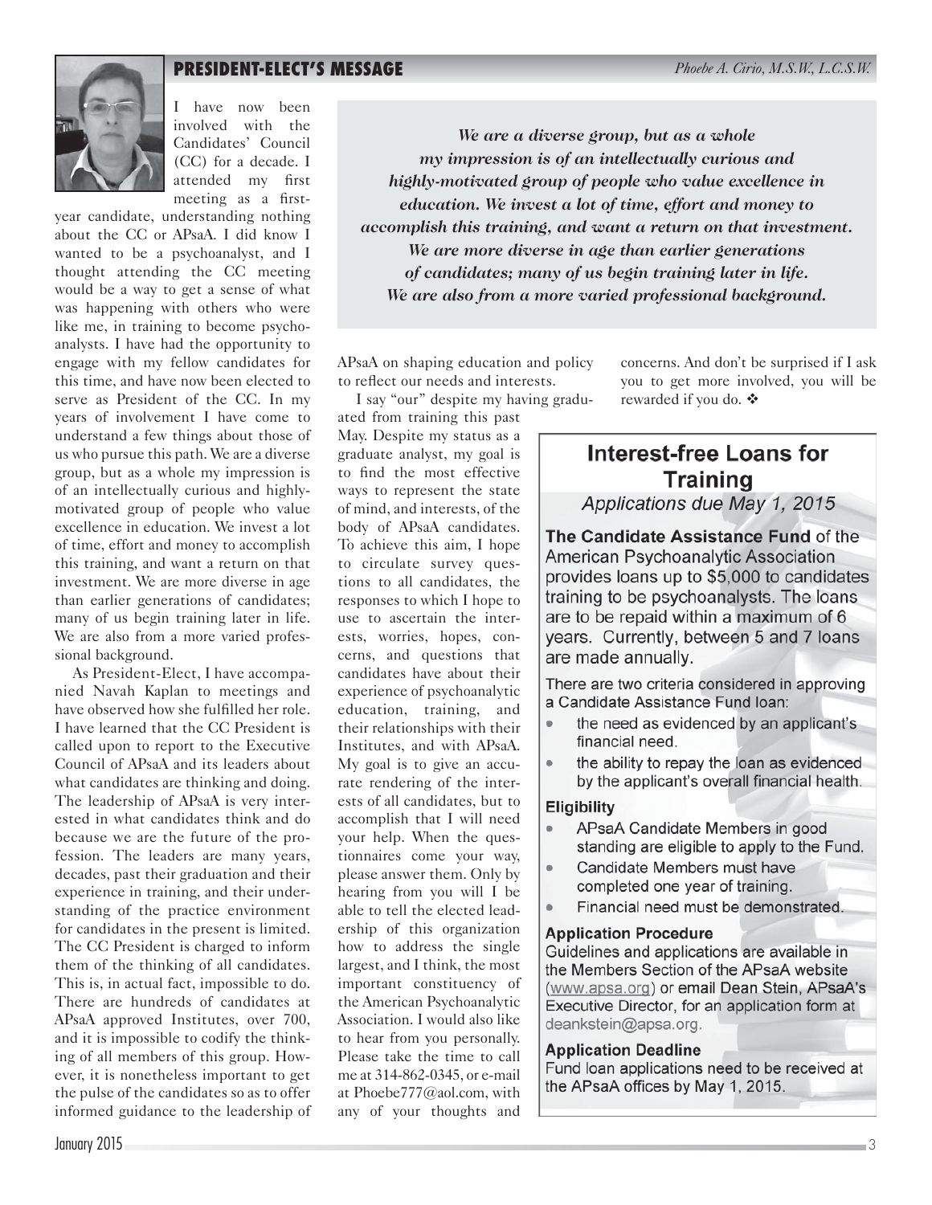## PRESIDENT-ELECT'S MESSAGE

*Phoebe A. Cirio, M.S.W., L.C.S.W.*

I have now been involved with the Candidates' Council (CC) for a decade. I attended my first meeting as a first-year candidate, understanding nothing about the CC or APsaA. I did know I wanted to be a psychoanalyst, and I thought attending the CC meeting would be a way to get a sense of what was happening with others who were like me, in training to become psychoanalysts. I have had the opportunity to engage with my fellow candidates for this time, and have now been elected to serve as President of the CC. In my years of involvement I have come to understand a few things about those of us who pursue this path. We are a diverse group, but as a whole my impression is of an intellectually curious and highly-motivated group of people who value excellence in education. We invest a lot of time, effort and money to accomplish this training, and want a return on that investment. We are more diverse in age than earlier generations of candidates; many of us begin training later in life. We are also from a more varied professional background.

> ***We are a diverse group, but as a whole my impression is of an intellectually curious and highly-motivated group of people who value excellence in education. We invest a lot of time, effort and money to accomplish this training, and want a return on that investment. We are more diverse in age than earlier generations of candidates; many of us begin training later in life. We are also from a more varied professional background.***

As President-Elect, I have accompanied Navah Kaplan to meetings and have observed how she fulfilled her role. I have learned that the CC President is called upon to report to the Executive Council of APsaA and its leaders about what candidates are thinking and doing. The leadership of APsaA is very interested in what candidates think and do because we are the future of the profession. The leaders are many years, decades, past their graduation and their experience in training, and their understanding of the practice environment for candidates in the present is limited. The CC President is charged to inform them of the thinking of all candidates. This is, in actual fact, impossible to do. There are hundreds of candidates at APsaA approved Institutes, over 700, and it is impossible to codify the thinking of all members of this group. However, it is nonetheless important to get the pulse of the candidates so as to offer informed guidance to the leadership of APsaA on shaping education and policy to reflect our needs and interests.

I say "our" despite my having graduated from training this past May. Despite my status as a graduate analyst, my goal is to find the most effective ways to represent the state of mind, and interests, of the body of APsaA candidates. To achieve this aim, I hope to circulate survey questions to all candidates, the responses to which I hope to use to ascertain the interests, worries, hopes, concerns, and questions that candidates have about their experience of psychoanalytic education, training, and their relationships with their Institutes, and with APsaA. My goal is to give an accurate rendering of the interests of all candidates, but to accomplish that I will need your help. When the questionnaires come your way, please answer them. Only by hearing from you will I be able to tell the elected leadership of this organization how to address the single largest, and I think, the most important constituency of the American Psychoanalytic Association. I would also like to hear from you personally. Please take the time to call me at 314-862-0345, or e-mail at Phoebe777@aol.com, with any of your thoughts and concerns. And don't be surprised if I ask you to get more involved, you will be rewarded if you do. ❖

---

## Interest-free Loans for Training

*Applications due May 1, 2015*

**The Candidate Assistance Fund** of the American Psychoanalytic Association provides loans up to $5,000 to candidates training to be psychoanalysts. The loans are to be repaid within a maximum of 6 years. Currently, between 5 and 7 loans are made annually.

There are two criteria considered in approving a Candidate Assistance Fund loan:

- the need as evidenced by an applicant's financial need.
- the ability to repay the loan as evidenced by the applicant's overall financial health.

**Eligibility**

- APsaA Candidate Members in good standing are eligible to apply to the Fund.
- Candidate Members must have completed one year of training.
- Financial need must be demonstrated.

**Application Procedure**

Guidelines and applications are available in the Members Section of the APsaA website (www.apsa.org) or email Dean Stein, APsaA's Executive Director, for an application form at deankstein@apsa.org.

**Application Deadline**

Fund loan applications need to be received at the APsaA offices by May 1, 2015.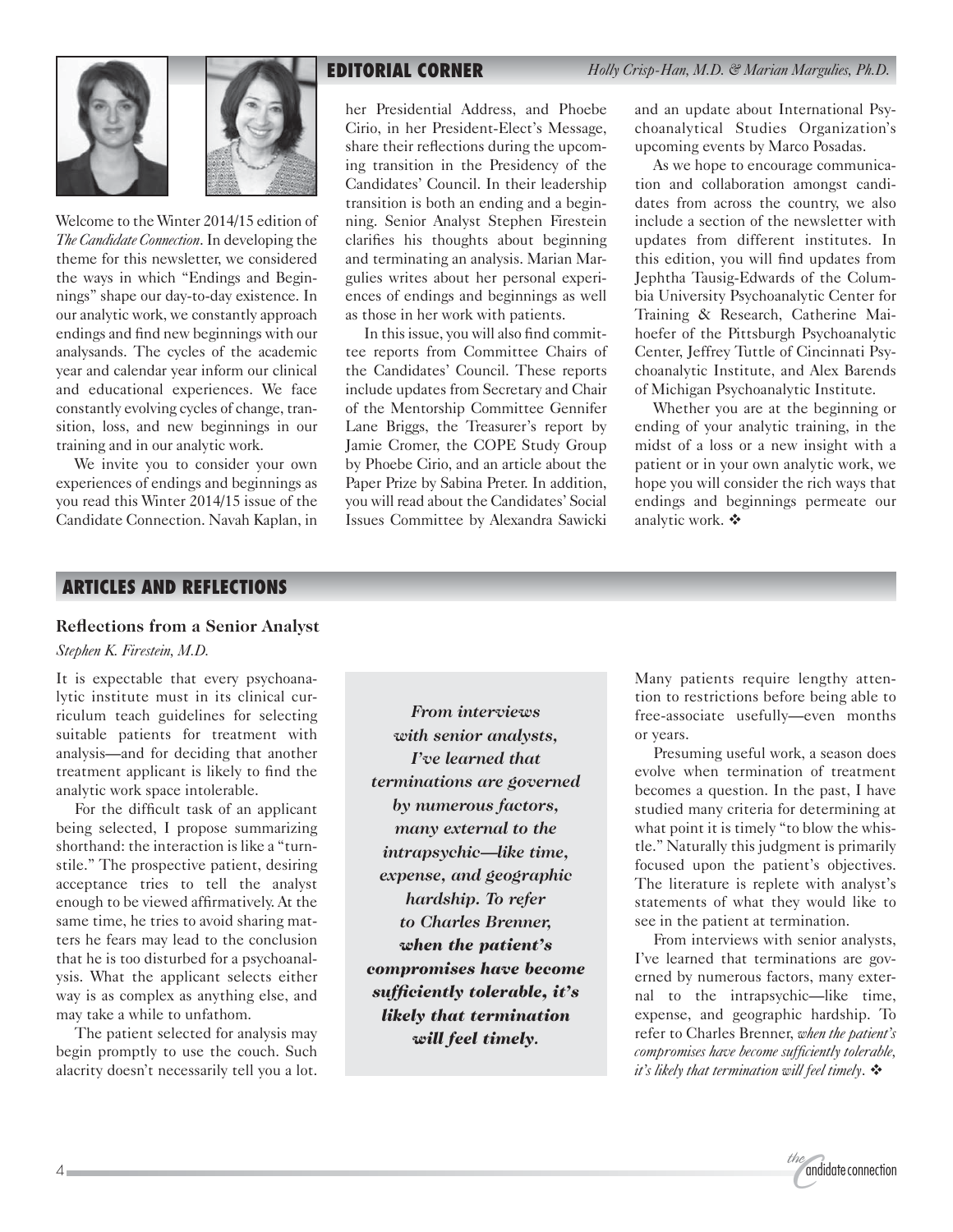## EDITORIAL CORNER

*Holly Crisp-Han, M.D. & Marian Margulies, Ph.D.*

Welcome to the Winter 2014/15 edition of *The Candidate Connection*. In developing the theme for this newsletter, we considered the ways in which "Endings and Beginnings" shape our day-to-day existence. In our analytic work, we constantly approach endings and find new beginnings with our analysands. The cycles of the academic year and calendar year inform our clinical and educational experiences. We face constantly evolving cycles of change, transition, loss, and new beginnings in our training and in our analytic work.

We invite you to consider your own experiences of endings and beginnings as you read this Winter 2014/15 issue of the Candidate Connection. Navah Kaplan, in her Presidential Address, and Phoebe Cirio, in her President-Elect's Message, share their reflections during the upcoming transition in the Presidency of the Candidates' Council. In their leadership transition is both an ending and a beginning. Senior Analyst Stephen Firestein clarifies his thoughts about beginning and terminating an analysis. Marian Margulies writes about her personal experiences of endings and beginnings as well as those in her work with patients.

In this issue, you will also find committee reports from Committee Chairs of the Candidates' Council. These reports include updates from Secretary and Chair of the Mentorship Committee Gennifer Lane Briggs, the Treasurer's report by Jamie Cromer, the COPE Study Group by Phoebe Cirio, and an article about the Paper Prize by Sabina Preter. In addition, you will read about the Candidates' Social Issues Committee by Alexandra Sawicki and an update about International Psychoanalytical Studies Organization's upcoming events by Marco Posadas.

As we hope to encourage communication and collaboration amongst candidates from across the country, we also include a section of the newsletter with updates from different institutes. In this edition, you will find updates from Jephtha Tausig-Edwards of the Columbia University Psychoanalytic Center for Training & Research, Catherine Maihoefer of the Pittsburgh Psychoanalytic Center, Jeffrey Tuttle of Cincinnati Psychoanalytic Institute, and Alex Barends of Michigan Psychoanalytic Institute.

Whether you are at the beginning or ending of your analytic training, in the midst of a loss or a new insight with a patient or in your own analytic work, we hope you will consider the rich ways that endings and beginnings permeate our analytic work. ❖

## ARTICLES AND REFLECTIONS

### Reflections from a Senior Analyst

*Stephen K. Firestein, M.D.*

It is expectable that every psychoanalytic institute must in its clinical curriculum teach guidelines for selecting suitable patients for treatment with analysis—and for deciding that another treatment applicant is likely to find the analytic work space intolerable.

For the difficult task of an applicant being selected, I propose summarizing shorthand: the interaction is like a "turnstile." The prospective patient, desiring acceptance tries to tell the analyst enough to be viewed affirmatively. At the same time, he tries to avoid sharing matters he fears may lead to the conclusion that he is too disturbed for a psychoanalysis. What the applicant selects either way is as complex as anything else, and may take a while to unfathom.

The patient selected for analysis may begin promptly to use the couch. Such alacrity doesn't necessarily tell you a lot. Many patients require lengthy attention to restrictions before being able to free-associate usefully—even months or years.

> ***From interviews with senior analysts, I've learned that terminations are governed by numerous factors, many external to the intrapsychic—like time, expense, and geographic hardship. To refer to Charles Brenner, when the patient's compromises have become sufficiently tolerable, it's likely that termination will feel timely.***

Presuming useful work, a season does evolve when termination of treatment becomes a question. In the past, I have studied many criteria for determining at what point it is timely "to blow the whistle." Naturally this judgment is primarily focused upon the patient's objectives. The literature is replete with analyst's statements of what they would like to see in the patient at termination.

From interviews with senior analysts, I've learned that terminations are governed by numerous factors, many external to the intrapsychic—like time, expense, and geographic hardship. To refer to Charles Brenner, *when the patient's compromises have become sufficiently tolerable, it's likely that termination will feel timely*. ❖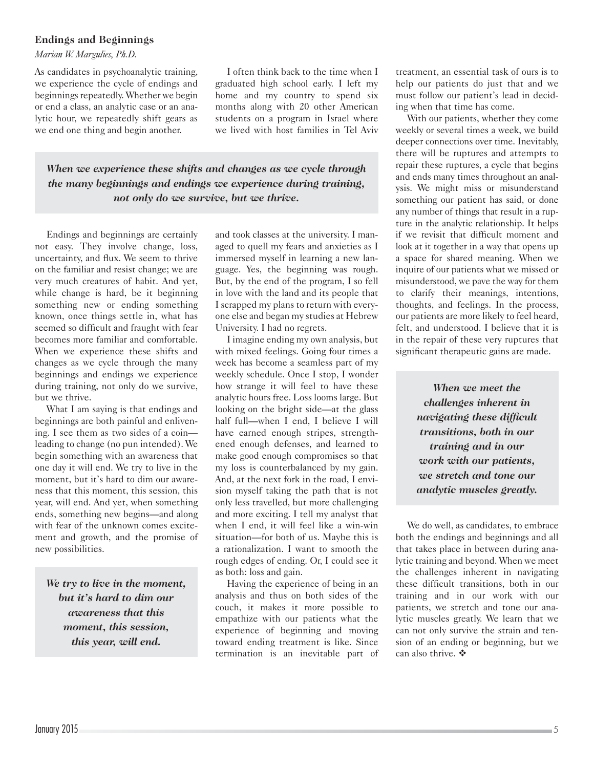### Endings and Beginnings

*Marian W. Margulies, Ph.D.*

As candidates in psychoanalytic training, we experience the cycle of endings and beginnings repeatedly. Whether we begin or end a class, an analytic case or an analytic hour, we repeatedly shift gears as we end one thing and begin another.

Endings and beginnings are certainly not easy. They involve change, loss, uncertainty, and flux. We seem to thrive on the familiar and resist change; we are very much creatures of habit. And yet, while change is hard, be it beginning something new or ending something known, once things settle in, what has seemed so difficult and fraught with fear becomes more familiar and comfortable. When we experience these shifts and changes as we cycle through the many beginnings and endings we experience during training, not only do we survive, but we thrive.

What I am saying is that endings and beginnings are both painful and enlivening. I see them as two sides of a coin—leading to change (no pun intended). We begin something with an awareness that one day it will end. We try to live in the moment, but it's hard to dim our awareness that this moment, this session, this year, will end. And yet, when something ends, something new begins—and along with fear of the unknown comes excitement and growth, and the promise of new possibilities.

I often think back to the time when I graduated high school early. I left my home and my country to spend six months along with 20 other American students on a program in Israel where we lived with host families in Tel Aviv and took classes at the university. I managed to quell my fears and anxieties as I immersed myself in learning a new language. Yes, the beginning was rough. But, by the end of the program, I so fell in love with the land and its people that I scrapped my plans to return with everyone else and began my studies at Hebrew University. I had no regrets.

I imagine ending my own analysis, but with mixed feelings. Going four times a week has become a seamless part of my weekly schedule. Once I stop, I wonder how strange it will feel to have these analytic hours free. Loss looms large. But looking on the bright side—at the glass half full—when I end, I believe I will have earned enough stripes, strengthened enough defenses, and learned to make good enough compromises so that my loss is counterbalanced by my gain. And, at the next fork in the road, I envision myself taking the path that is not only less travelled, but more challenging and more exciting. I tell my analyst that when I end, it will feel like a win-win situation—for both of us. Maybe this is a rationalization. I want to smooth the rough edges of ending. Or, I could see it as both: loss and gain.

Having the experience of being in an analysis and thus on both sides of the couch, it makes it more possible to empathize with our patients what the experience of beginning and moving toward ending treatment is like. Since termination is an inevitable part of treatment, an essential task of ours is to help our patients do just that and we must follow our patient's lead in deciding when that time has come.

With our patients, whether they come weekly or several times a week, we build deeper connections over time. Inevitably, there will be ruptures and attempts to repair these ruptures, a cycle that begins and ends many times throughout an analysis. We might miss or misunderstand something our patient has said, or done any number of things that result in a rupture in the analytic relationship. It helps if we revisit that difficult moment and look at it together in a way that opens up a space for shared meaning. When we inquire of our patients what we missed or misunderstood, we pave the way for them to clarify their meanings, intentions, thoughts, and feelings. In the process, our patients are more likely to feel heard, felt, and understood. I believe that it is in the repair of these very ruptures that significant therapeutic gains are made.

We do well, as candidates, to embrace both the endings and beginnings and all that takes place in between during analytic training and beyond. When we meet the challenges inherent in navigating these difficult transitions, both in our training and in our work with our patients, we stretch and tone our analytic muscles greatly. We learn that we can not only survive the strain and tension of an ending or beginning, but we can also thrive. ❖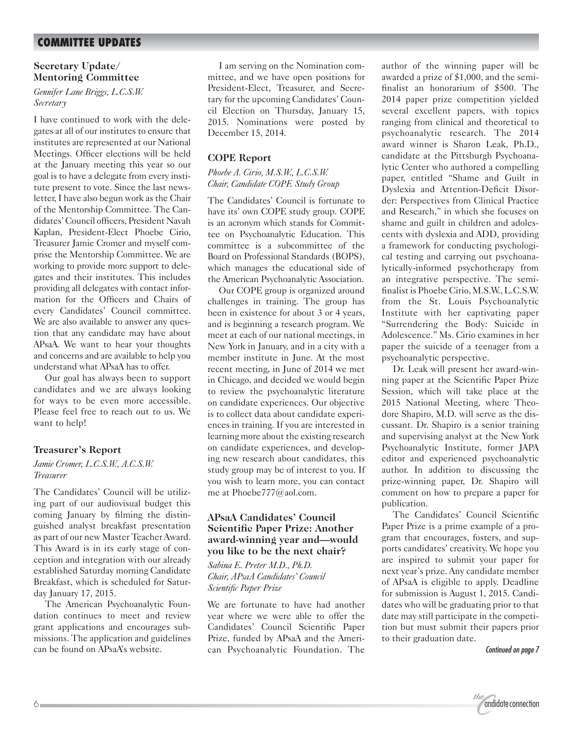## COMMITTEE UPDATES

### Secretary Update/ Mentoring Committee

*Gennifer Lane Briggs, L.C.S.W.*
*Secretary*

I have continued to work with the delegates at all of our institutes to ensure that institutes are represented at our National Meetings. Officer elections will be held at the January meeting this year so our goal is to have a delegate from every institute present to vote. Since the last newsletter, I have also begun work as the Chair of the Mentorship Committee. The Candidates' Council officers, President Navah Kaplan, President-Elect Phoebe Cirio, Treasurer Jamie Cromer and myself comprise the Mentorship Committee. We are working to provide more support to delegates and their institutes. This includes providing all delegates with contact information for the Officers and Chairs of every Candidates' Council committee. We are also available to answer any question that any candidate may have about APsaA. We want to hear your thoughts and concerns and are available to help you understand what APsaA has to offer.

Our goal has always been to support candidates and we are always looking for ways to be even more accessible. Please feel free to reach out to us. We want to help!

### Treasurer's Report

*Jamie Cromer, L.C.S.W., A.C.S.W.*
*Treasurer*

The Candidates' Council will be utilizing part of our audiovisual budget this coming January by filming the distinguished analyst breakfast presentation as part of our new Master Teacher Award. This Award is in its early stage of conception and integration with our already established Saturday morning Candidate Breakfast, which is scheduled for Saturday January 17, 2015.

The American Psychoanalytic Foundation continues to meet and review grant applications and encourages submissions. The application and guidelines can be found on APsaA's website.

I am serving on the Nomination committee, and we have open positions for President-Elect, Treasurer, and Secretary for the upcoming Candidates' Council Election on Thursday, January 15, 2015. Nominations were posted by December 15, 2014.

### COPE Report

*Phoebe A. Cirio, M.S.W., L.C.S.W.*
*Chair, Candidate COPE Study Group*

The Candidates' Council is fortunate to have its' own COPE study group. COPE is an acronym which stands for Committee on Psychoanalytic Education. This committee is a subcommittee of the Board on Professional Standards (BOPS), which manages the educational side of the American Psychoanalytic Association.

Our COPE group is organized around challenges in training. The group has been in existence for about 3 or 4 years, and is beginning a research program. We meet at each of our national meetings, in New York in January, and in a city with a member institute in June. At the most recent meeting, in June of 2014 we met in Chicago, and decided we would begin to review the psychoanalytic literature on candidate experiences. Our objective is to collect data about candidate experiences in training. If you are interested in learning more about the existing research on candidate experiences, and developing new research about candidates, this study group may be of interest to you. If you wish to learn more, you can contact me at Phoebe777@aol.com.

### APsaA Candidates' Council Scientific Paper Prize: Another award-winning year and—would you like to be the next chair?

*Sabina E. Preter M.D., Ph.D.*
*Chair, APsaA Candidates' Council Scientific Paper Prize*

We are fortunate to have had another year where we were able to offer the Candidates' Council Scientific Paper Prize, funded by APsaA and the American Psychoanalytic Foundation. The author of the winning paper will be awarded a prize of $1,000, and the semi-finalist an honorarium of $500. The 2014 paper prize competition yielded several excellent papers, with topics ranging from clinical and theoretical to psychoanalytic research. The 2014 award winner is Sharon Leak, Ph.D., candidate at the Pittsburgh Psychoanalytic Center who authored a compelling paper, entitled "Shame and Guilt in Dyslexia and Attention-Deficit Disorder: Perspectives from Clinical Practice and Research," in which she focuses on shame and guilt in children and adolescents with dyslexia and ADD, providing a framework for conducting psychological testing and carrying out psychoanalytically-informed psychotherapy from an integrative perspective. The semi-finalist is Phoebe Cirio, M.S.W., L.C.S.W. from the St. Louis Psychoanalytic Institute with her captivating paper "Surrendering the Body: Suicide in Adolescence." Ms. Cirio examines in her paper the suicide of a teenager from a psychoanalytic perspective.

Dr. Leak will present her award-winning paper at the Scientific Paper Prize Session, which will take place at the 2015 National Meeting, where Theodore Shapiro, M.D. will serve as the discussant. Dr. Shapiro is a senior training and supervising analyst at the New York Psychoanalytic Institute, former JAPA editor and experienced psychoanalytic author. In addition to discussing the prize-winning paper, Dr. Shapiro will comment on how to prepare a paper for publication.

The Candidates' Council Scientific Paper Prize is a prime example of a program that encourages, fosters, and supports candidates' creativity. We hope you are inspired to submit your paper for next year's prize. Any candidate member of APsaA is eligible to apply. Deadline for submission is August 1, 2015. Candidates who will be graduating prior to that date may still participate in the competition but must submit their papers prior to their graduation date.

*Continued on page 7*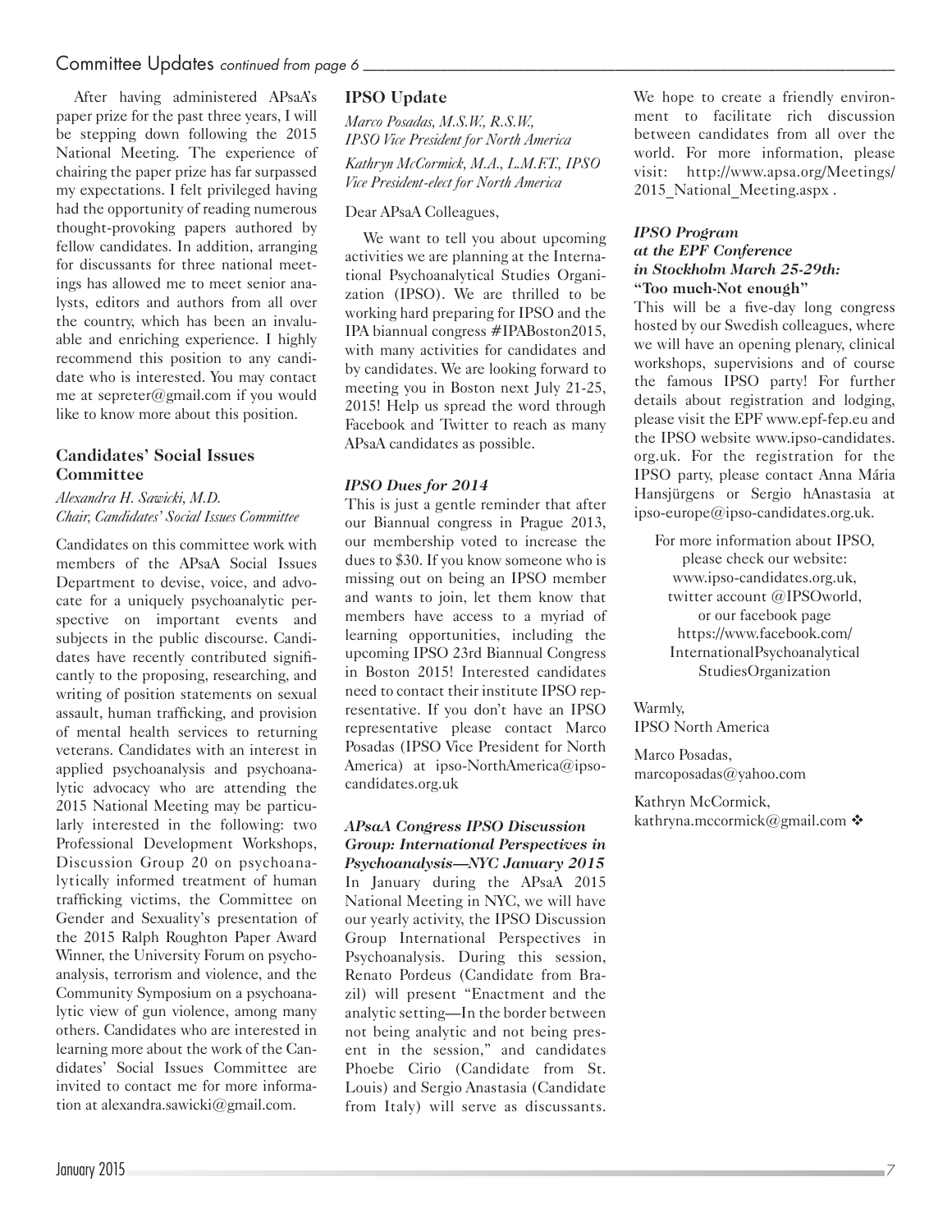After having administered APsaA's paper prize for the past three years, I will be stepping down following the 2015 National Meeting. The experience of chairing the paper prize has far surpassed my expectations. I felt privileged having had the opportunity of reading numerous thought-provoking papers authored by fellow candidates. In addition, arranging for discussants for three national meetings has allowed me to meet senior analysts, editors and authors from all over the country, which has been an invaluable and enriching experience. I highly recommend this position to any candidate who is interested. You may contact me at sepreter@gmail.com if you would like to know more about this position.

### Candidates' Social Issues Committee

*Alexandra H. Sawicki, M.D.*
*Chair, Candidates' Social Issues Committee*

Candidates on this committee work with members of the APsaA Social Issues Department to devise, voice, and advocate for a uniquely psychoanalytic perspective on important events and subjects in the public discourse. Candidates have recently contributed significantly to the proposing, researching, and writing of position statements on sexual assault, human trafficking, and provision of mental health services to returning veterans. Candidates with an interest in applied psychoanalysis and psychoanalytic advocacy who are attending the 2015 National Meeting may be particularly interested in the following: two Professional Development Workshops, Discussion Group 20 on psychoanalytically informed treatment of human trafficking victims, the Committee on Gender and Sexuality's presentation of the 2015 Ralph Roughton Paper Award Winner, the University Forum on psychoanalysis, terrorism and violence, and the Community Symposium on a psychoanalytic view of gun violence, among many others. Candidates who are interested in learning more about the work of the Candidates' Social Issues Committee are invited to contact me for more information at alexandra.sawicki@gmail.com.

### IPSO Update

*Marco Posadas, M.S.W., R.S.W., IPSO Vice President for North America*

*Kathryn McCormick, M.A., L.M.F.T., IPSO Vice President-elect for North America*

Dear APsaA Colleagues,

We want to tell you about upcoming activities we are planning at the International Psychoanalytical Studies Organization (IPSO). We are thrilled to be working hard preparing for IPSO and the IPA biannual congress #IPABoston2015, with many activities for candidates and by candidates. We are looking forward to meeting you in Boston next July 21-25, 2015! Help us spread the word through Facebook and Twitter to reach as many APsaA candidates as possible.

#### *IPSO Dues for 2014*

This is just a gentle reminder that after our Biannual congress in Prague 2013, our membership voted to increase the dues to $30. If you know someone who is missing out on being an IPSO member and wants to join, let them know that members have access to a myriad of learning opportunities, including the upcoming IPSO 23rd Biannual Congress in Boston 2015! Interested candidates need to contact their institute IPSO representative. If you don't have an IPSO representative please contact Marco Posadas (IPSO Vice President for North America) at ipso-NorthAmerica@ipso-candidates.org.uk

#### *APsaA Congress IPSO Discussion Group: International Perspectives in Psychoanalysis—NYC January 2015*

In January during the APsaA 2015 National Meeting in NYC, we will have our yearly activity, the IPSO Discussion Group International Perspectives in Psychoanalysis. During this session, Renato Pordeus (Candidate from Brazil) will present "Enactment and the analytic setting—In the border between not being analytic and not being present in the session," and candidates Phoebe Cirio (Candidate from St. Louis) and Sergio Anastasia (Candidate from Italy) will serve as discussants. We hope to create a friendly environment to facilitate rich discussion between candidates from all over the world. For more information, please visit: http://www.apsa.org/Meetings/2015_National_Meeting.aspx .

#### *IPSO Program at the EPF Conference in Stockholm March 25-29th:* "Too much-Not enough"

This will be a five-day long congress hosted by our Swedish colleagues, where we will have an opening plenary, clinical workshops, supervisions and of course the famous IPSO party! For further details about registration and lodging, please visit the EPF www.epf-fep.eu and the IPSO website www.ipso-candidates.org.uk. For the registration for the IPSO party, please contact Anna Mária Hansjürgens or Sergio hAnastasia at ipso-europe@ipso-candidates.org.uk.

For more information about IPSO, please check our website: www.ipso-candidates.org.uk, twitter account @IPSOworld, or our facebook page https://www.facebook.com/InternationalPsychoanalyticalStudiesOrganization

Warmly,
IPSO North America

Marco Posadas,
marcoposadas@yahoo.com

Kathryn McCormick,
kathryna.mccormick@gmail.com ❖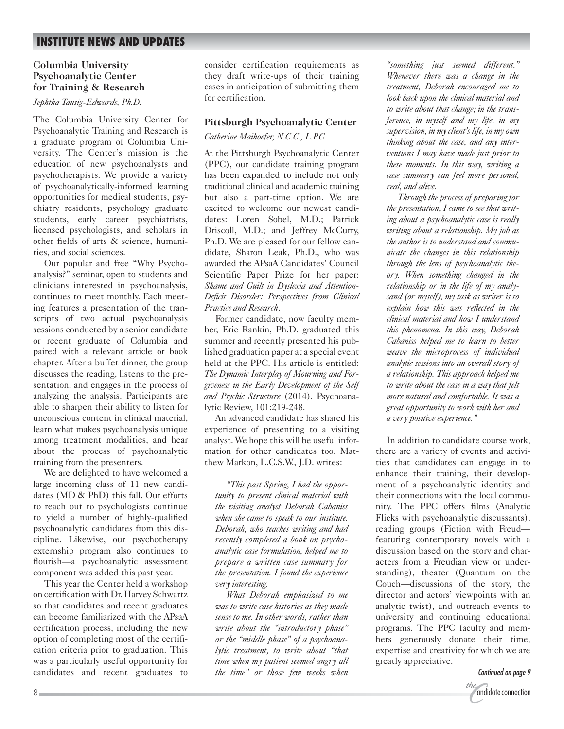## INSTITUTE NEWS AND UPDATES

### Columbia University Psychoanalytic Center for Training & Research

*Jephtha Tausig-Edwards, Ph.D.*

The Columbia University Center for Psychoanalytic Training and Research is a graduate program of Columbia University. The Center's mission is the education of new psychoanalysts and psychotherapists. We provide a variety of psychoanalytically-informed learning opportunities for medical students, psychiatry residents, psychology graduate students, early career psychiatrists, licensed psychologists, and scholars in other fields of arts & science, humanities, and social sciences.

Our popular and free "Why Psychoanalysis?" seminar, open to students and clinicians interested in psychoanalysis, continues to meet monthly. Each meeting features a presentation of the transcripts of two actual psychoanalysis sessions conducted by a senior candidate or recent graduate of Columbia and paired with a relevant article or book chapter. After a buffet dinner, the group discusses the reading, listens to the presentation, and engages in the process of analyzing the analysis. Participants are able to sharpen their ability to listen for unconscious content in clinical material, learn what makes psychoanalysis unique among treatment modalities, and hear about the process of psychoanalytic training from the presenters.

We are delighted to have welcomed a large incoming class of 11 new candidates (MD & PhD) this fall. Our efforts to reach out to psychologists continue to yield a number of highly-qualified psychoanalytic candidates from this discipline. Likewise, our psychotherapy externship program also continues to flourish—a psychoanalytic assessment component was added this past year.

This year the Center held a workshop on certification with Dr. Harvey Schwartz so that candidates and recent graduates can become familiarized with the APsaA certification process, including the new option of completing most of the certification criteria prior to graduation. This was a particularly useful opportunity for candidates and recent graduates to consider certification requirements as they draft write-ups of their training cases in anticipation of submitting them for certification.

### Pittsburgh Psychoanalytic Center

*Catherine Maihoefer, N.C.C., L.P.C.*

At the Pittsburgh Psychoanalytic Center (PPC), our candidate training program has been expanded to include not only traditional clinical and academic training but also a part-time option. We are excited to welcome our newest candidates: Loren Sobel, M.D.; Patrick Driscoll, M.D.; and Jeffrey McCurry, Ph.D. We are pleased for our fellow candidate, Sharon Leak, Ph.D., who was awarded the APsaA Candidates' Council Scientific Paper Prize for her paper: *Shame and Guilt in Dyslexia and Attention-Deficit Disorder: Perspectives from Clinical Practice and Research*.

Former candidate, now faculty member, Eric Rankin, Ph.D. graduated this summer and recently presented his published graduation paper at a special event held at the PPC. His article is entitled: *The Dynamic Interplay of Mourning and Forgiveness in the Early Development of the Self and Psychic Structure* (2014). Psychoanalytic Review, 101:219-248.

An advanced candidate has shared his experience of presenting to a visiting analyst. We hope this will be useful information for other candidates too. Matthew Markon, L.C.S.W., J.D. writes:

> *"This past Spring, I had the opportunity to present clinical material with the visiting analyst Deborah Cabaniss when she came to speak to our institute. Deborah, who teaches writing and had recently completed a book on psychoanalytic case formulation, helped me to prepare a written case summary for the presentation. I found the experience very interesting.*
>
> *What Deborah emphasized to me was to write case histories as they made sense to me. In other words, rather than write about the "introductory phase" or the "middle phase" of a psychoanalytic treatment, to write about "that time when my patient seemed angry all the time" or those few weeks when "something just seemed different." Whenever there was a change in the treatment, Deborah encouraged me to look back upon the clinical material and to write about that change; in the transference, in myself and my life, in my supervision, in my client's life, in my own thinking about the case, and any interventions I may have made just prior to these moments. In this way, writing a case summary can feel more personal, real, and alive.*
>
> *Through the process of preparing for the presentation, I came to see that writing about a psychoanalytic case is really writing about a relationship. My job as the author is to understand and communicate the changes in this relationship through the lens of psychoanalytic theory. When something changed in the relationship or in the life of my analysand (or myself), my task as writer is to explain how this was reflected in the clinical material and how I understand this phenomena. In this way, Deborah Cabaniss helped me to learn to better weave the microprocess of individual analytic sessions into an overall story of a relationship. This approach helped me to write about the case in a way that felt more natural and comfortable. It was a great opportunity to work with her and a very positive experience."*

In addition to candidate course work, there are a variety of events and activities that candidates can engage in to enhance their training, their development of a psychoanalytic identity and their connections with the local community. The PPC offers films (Analytic Flicks with psychoanalytic discussants), reading groups (Fiction with Freud—featuring contemporary novels with a discussion based on the story and characters from a Freudian view or understanding), theater (Quantum on the Couch—discussions of the story, the director and actors' viewpoints with an analytic twist), and outreach events to university and continuing educational programs. The PPC faculty and members generously donate their time, expertise and creativity for which we are greatly appreciative.

*Continued on page 9*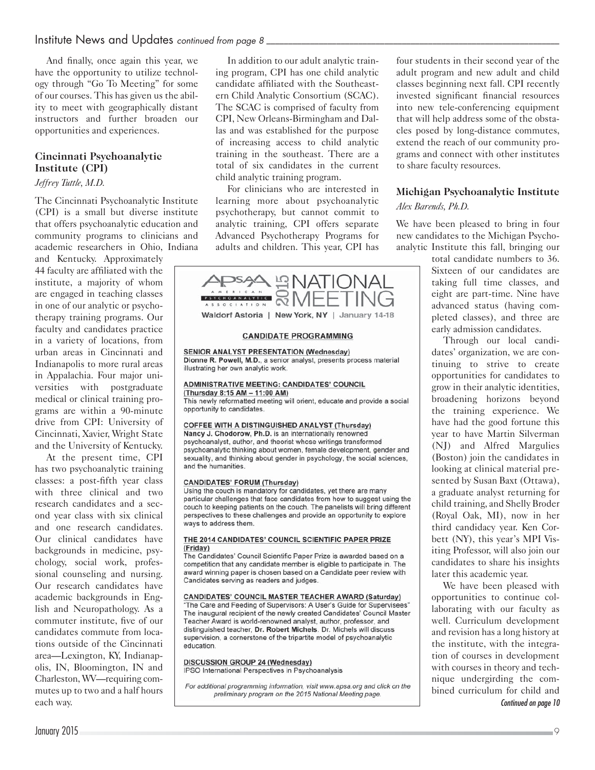And finally, once again this year, we have the opportunity to utilize technology through "Go To Meeting" for some of our courses. This has given us the ability to meet with geographically distant instructors and further broaden our opportunities and experiences.

### Cincinnati Psychoanalytic Institute (CPI)

*Jeffrey Tuttle, M.D.*

The Cincinnati Psychoanalytic Institute (CPI) is a small but diverse institute that offers psychoanalytic education and community programs to clinicians and academic researchers in Ohio, Indiana and Kentucky. Approximately 44 faculty are affiliated with the institute, a majority of whom are engaged in teaching classes in one of our analytic or psychotherapy training programs. Our faculty and candidates practice in a variety of locations, from urban areas in Cincinnati and Indianapolis to more rural areas in Appalachia. Four major universities with postgraduate medical or clinical training programs are within a 90-minute drive from CPI: University of Cincinnati, Xavier, Wright State and the University of Kentucky.

At the present time, CPI has two psychoanalytic training classes: a post-fifth year class with three clinical and two research candidates and a second year class with six clinical and one research candidates. Our clinical candidates have backgrounds in medicine, psychology, social work, professional counseling and nursing. Our research candidates have academic backgrounds in English and Neuropathology. As a commuter institute, five of our candidates commute from locations outside of the Cincinnati area—Lexington, KY, Indianapolis, IN, Bloomington, IN and Charleston, WV—requiring commutes up to two and a half hours each way.

In addition to our adult analytic training program, CPI has one child analytic candidate affiliated with the Southeastern Child Analytic Consortium (SCAC). The SCAC is comprised of faculty from CPI, New Orleans-Birmingham and Dallas and was established for the purpose of increasing access to child analytic training in the southeast. There are a total of six candidates in the current child analytic training program.

For clinicians who are interested in learning more about psychoanalytic psychotherapy, but cannot commit to analytic training, CPI offers separate Advanced Psychotherapy Programs for adults and children. This year, CPI has four students in their second year of the adult program and new adult and child classes beginning next fall. CPI recently invested significant financial resources into new tele-conferencing equipment that will help address some of the obstacles posed by long-distance commutes, extend the reach of our community programs and connect with other institutes to share faculty resources.

### Michigan Psychoanalytic Institute

*Alex Barends, Ph.D.*

We have been pleased to bring in four new candidates to the Michigan Psychoanalytic Institute this fall, bringing our total candidate numbers to 36. Sixteen of our candidates are taking full time classes, and eight are part-time. Nine have advanced status (having completed classes), and three are early admission candidates.

Through our local candidates' organization, we are continuing to strive to create opportunities for candidates to grow in their analytic identities, broadening horizons beyond the training experience. We have had the good fortune this year to have Martin Silverman (NJ) and Alfred Margulies (Boston) join the candidates in looking at clinical material presented by Susan Baxt (Ottawa), a graduate analyst returning for child training, and Shelly Broder (Royal Oak, MI), now in her third candidacy year. Ken Corbett (NY), this year's MPI Visiting Professor, will also join our candidates to share his insights later this academic year.

We have been pleased with opportunities to continue collaborating with our faculty as well. Curriculum development and revision has a long history at the institute, with the integration of courses in development with courses in theory and technique undergirding the combined curriculum for child and

*Continued on page 10*

---

**APsaA — American Psychoanalytic Association — 2015 NATIONAL MEETING**

Waldorf Astoria | New York, NY | January 14-18

**CANDIDATE PROGRAMMING**

**SENIOR ANALYST PRESENTATION (Wednesday)**
**Dionne R. Powell, M.D.**, a senior analyst, presents process material illustrating her own analytic work.

**ADMINISTRATIVE MEETING: CANDIDATES' COUNCIL (Thursday 8:15 AM – 11:00 AM)**
This newly reformatted meeting will orient, educate and provide a social opportunity to candidates.

**COFFEE WITH A DISTINGUISHED ANALYST (Thursday)**
**Nancy J. Chodorow, Ph.D.** is an internationally renowned psychoanalyst, author, and theorist whose writings transformed psychoanalytic thinking about women, female development, gender and sexuality, and thinking about gender in psychology, the social sciences, and the humanities.

**CANDIDATES' FORUM (Thursday)**
Using the couch is mandatory for candidates, yet there are many particular challenges that face candidates from how to suggest using the couch to keeping patients on the couch. The panelists will bring different perspectives to these challenges and provide an opportunity to explore ways to address them.

**THE 2014 CANDIDATES' COUNCIL SCIENTIFIC PAPER PRIZE (Friday)**
The Candidates' Council Scientific Paper Prize is awarded based on a competition that any candidate member is eligible to participate in. The award winning paper is chosen based on a Candidate peer review with Candidates serving as readers and judges.

**CANDIDATES' COUNCIL MASTER TEACHER AWARD (Saturday)**
"The Care and Feeding of Supervisors: A User's Guide for Supervisees" The inaugural recipient of the newly created Candidates' Council Master Teacher Award is world-renowned analyst, author, professor, and distinguished teacher, **Dr. Robert Michels**. Dr. Michels will discuss supervision, a cornerstone of the tripartite model of psychoanalytic education.

**DISCUSSION GROUP 24 (Wednesday)**
IPSO International Perspectives in Psychoanalysis

*For additional programming information, visit www.apsa.org and click on the preliminary program on the 2015 National Meeting page.*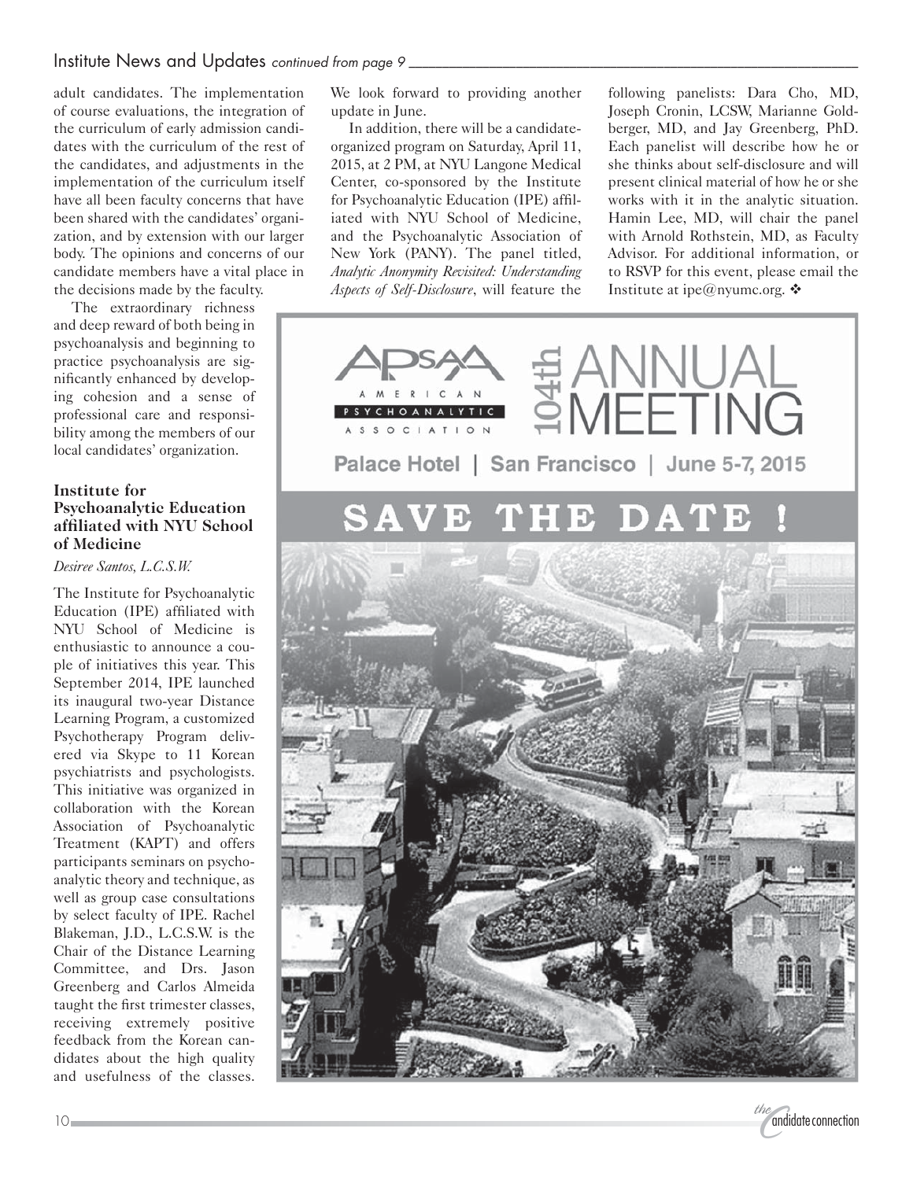adult candidates. The implementation of course evaluations, the integration of the curriculum of early admission candidates with the curriculum of the rest of the candidates, and adjustments in the implementation of the curriculum itself have all been faculty concerns that have been shared with the candidates' organization, and by extension with our larger body. The opinions and concerns of our candidate members have a vital place in the decisions made by the faculty.

The extraordinary richness and deep reward of both being in psychoanalysis and beginning to practice psychoanalysis are significantly enhanced by developing cohesion and a sense of professional care and responsibility among the members of our local candidates' organization.

### Institute for Psychoanalytic Education affiliated with NYU School of Medicine

*Desiree Santos, L.C.S.W.*

The Institute for Psychoanalytic Education (IPE) affiliated with NYU School of Medicine is enthusiastic to announce a couple of initiatives this year. This September 2014, IPE launched its inaugural two-year Distance Learning Program, a customized Psychotherapy Program delivered via Skype to 11 Korean psychiatrists and psychologists. This initiative was organized in collaboration with the Korean Association of Psychoanalytic Treatment (KAPT) and offers participants seminars on psychoanalytic theory and technique, as well as group case consultations by select faculty of IPE. Rachel Blakeman, J.D., L.C.S.W. is the Chair of the Distance Learning Committee, and Drs. Jason Greenberg and Carlos Almeida taught the first trimester classes, receiving extremely positive feedback from the Korean candidates about the high quality and usefulness of the classes. We look forward to providing another update in June.

In addition, there will be a candidate-organized program on Saturday, April 11, 2015, at 2 PM, at NYU Langone Medical Center, co-sponsored by the Institute for Psychoanalytic Education (IPE) affiliated with NYU School of Medicine, and the Psychoanalytic Association of New York (PANY). The panel titled, *Analytic Anonymity Revisited: Understanding Aspects of Self-Disclosure*, will feature the following panelists: Dara Cho, MD, Joseph Cronin, LCSW, Marianne Goldberger, MD, and Jay Greenberg, PhD. Each panelist will describe how he or she thinks about self-disclosure and will present clinical material of how he or she works with it in the analytic situation. Hamin Lee, MD, will chair the panel with Arnold Rothstein, MD, as Faculty Advisor. For additional information, or to RSVP for this event, please email the Institute at ipe@nyumc.org. ❖

APsaA AMERICAN PSYCHOANALYTIC ASSOCIATION

104th ANNUAL MEETING

Palace Hotel | San Francisco | June 5-7, 2015

SAVE THE DATE !